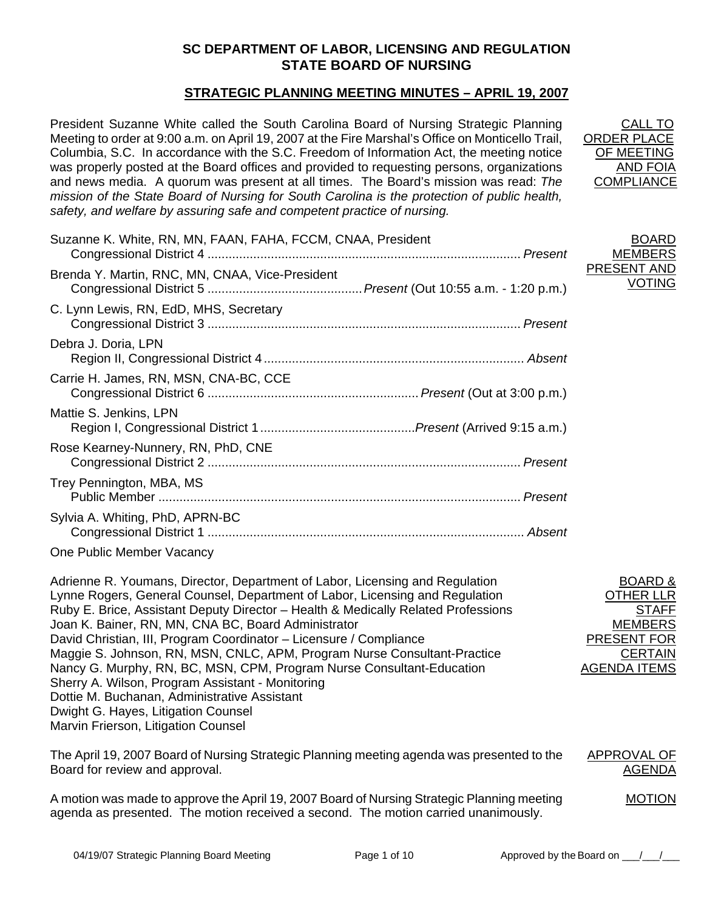# SC DEPARTMENT OF LABOR, LICENSING AND REGULATION
# STATE BOARD OF NURSING

## STRATEGIC PLANNING MEETING MINUTES – APRIL 19, 2007

**CALL TO ORDER PLACE OF MEETING AND FOIA COMPLIANCE**

President Suzanne White called the South Carolina Board of Nursing Strategic Planning Meeting to order at 9:00 a.m. on April 19, 2007 at the Fire Marshal's Office on Monticello Trail, Columbia, S.C. In accordance with the S.C. Freedom of Information Act, the meeting notice was properly posted at the Board offices and provided to requesting persons, organizations and news media. A quorum was present at all times. The Board's mission was read: *The mission of the State Board of Nursing for South Carolina is the protection of public health, safety, and welfare by assuring safe and competent practice of nursing.*

**BOARD MEMBERS PRESENT AND VOTING**

Suzanne K. White, RN, MN, FAAN, FAHA, FCCM, CNAA, President
Congressional District 4 ........................................ *Present*

Brenda Y. Martin, RNC, MN, CNAA, Vice-President
Congressional District 5 ........................................ *Present* (Out 10:55 a.m. - 1:20 p.m.)

C. Lynn Lewis, RN, EdD, MHS, Secretary
Congressional District 3 ........................................ *Present*

Debra J. Doria, LPN
Region II, Congressional District 4 ........................................ *Absent*

Carrie H. James, RN, MSN, CNA-BC, CCE
Congressional District 6 ........................................ *Present* (Out at 3:00 p.m.)

Mattie S. Jenkins, LPN
Region I, Congressional District 1 ........................................ *Present* (Arrived 9:15 a.m.)

Rose Kearney-Nunnery, RN, PhD, CNE
Congressional District 2 ........................................ *Present*

Trey Pennington, MBA, MS
Public Member ........................................ *Present*

Sylvia A. Whiting, PhD, APRN-BC
Congressional District 1 ........................................ *Absent*

One Public Member Vacancy

**BOARD & OTHER LLR STAFF MEMBERS PRESENT FOR CERTAIN AGENDA ITEMS**

Adrienne R. Youmans, Director, Department of Labor, Licensing and Regulation
Lynne Rogers, General Counsel, Department of Labor, Licensing and Regulation
Ruby E. Brice, Assistant Deputy Director – Health & Medically Related Professions
Joan K. Bainer, RN, MN, CNA BC, Board Administrator
David Christian, III, Program Coordinator – Licensure / Compliance
Maggie S. Johnson, RN, MSN, CNLC, APM, Program Nurse Consultant-Practice
Nancy G. Murphy, RN, BC, MSN, CPM, Program Nurse Consultant-Education
Sherry A. Wilson, Program Assistant - Monitoring
Dottie M. Buchanan, Administrative Assistant
Dwight G. Hayes, Litigation Counsel
Marvin Frierson, Litigation Counsel

**APPROVAL OF AGENDA**

The April 19, 2007 Board of Nursing Strategic Planning meeting agenda was presented to the Board for review and approval.

**MOTION**

A motion was made to approve the April 19, 2007 Board of Nursing Strategic Planning meeting agenda as presented. The motion received a second. The motion carried unanimously.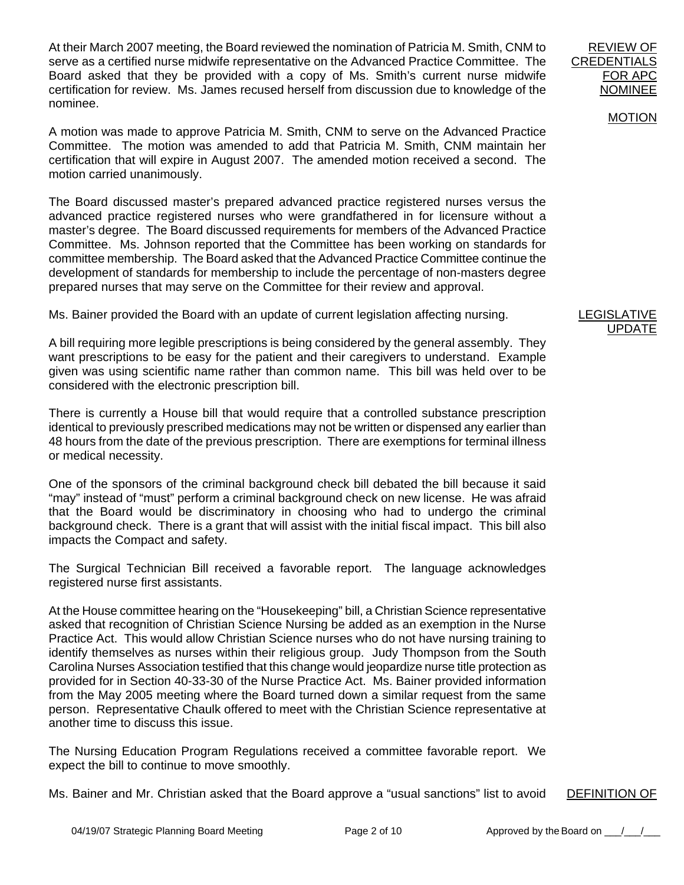**REVIEW OF CREDENTIALS FOR APC NOMINEE**

At their March 2007 meeting, the Board reviewed the nomination of Patricia M. Smith, CNM to serve as a certified nurse midwife representative on the Advanced Practice Committee. The Board asked that they be provided with a copy of Ms. Smith's current nurse midwife certification for review. Ms. James recused herself from discussion due to knowledge of the nominee.

**MOTION**

A motion was made to approve Patricia M. Smith, CNM to serve on the Advanced Practice Committee. The motion was amended to add that Patricia M. Smith, CNM maintain her certification that will expire in August 2007. The amended motion received a second. The motion carried unanimously.

The Board discussed master's prepared advanced practice registered nurses versus the advanced practice registered nurses who were grandfathered in for licensure without a master's degree. The Board discussed requirements for members of the Advanced Practice Committee. Ms. Johnson reported that the Committee has been working on standards for committee membership. The Board asked that the Advanced Practice Committee continue the development of standards for membership to include the percentage of non-masters degree prepared nurses that may serve on the Committee for their review and approval.

**LEGISLATIVE UPDATE**

Ms. Bainer provided the Board with an update of current legislation affecting nursing.

A bill requiring more legible prescriptions is being considered by the general assembly. They want prescriptions to be easy for the patient and their caregivers to understand. Example given was using scientific name rather than common name. This bill was held over to be considered with the electronic prescription bill.

There is currently a House bill that would require that a controlled substance prescription identical to previously prescribed medications may not be written or dispensed any earlier than 48 hours from the date of the previous prescription. There are exemptions for terminal illness or medical necessity.

One of the sponsors of the criminal background check bill debated the bill because it said "may" instead of "must" perform a criminal background check on new license. He was afraid that the Board would be discriminatory in choosing who had to undergo the criminal background check. There is a grant that will assist with the initial fiscal impact. This bill also impacts the Compact and safety.

The Surgical Technician Bill received a favorable report. The language acknowledges registered nurse first assistants.

At the House committee hearing on the "Housekeeping" bill, a Christian Science representative asked that recognition of Christian Science Nursing be added as an exemption in the Nurse Practice Act. This would allow Christian Science nurses who do not have nursing training to identify themselves as nurses within their religious group. Judy Thompson from the South Carolina Nurses Association testified that this change would jeopardize nurse title protection as provided for in Section 40-33-30 of the Nurse Practice Act. Ms. Bainer provided information from the May 2005 meeting where the Board turned down a similar request from the same person. Representative Chaulk offered to meet with the Christian Science representative at another time to discuss this issue.

The Nursing Education Program Regulations received a committee favorable report. We expect the bill to continue to move smoothly.

**DEFINITION OF**

Ms. Bainer and Mr. Christian asked that the Board approve a "usual sanctions" list to avoid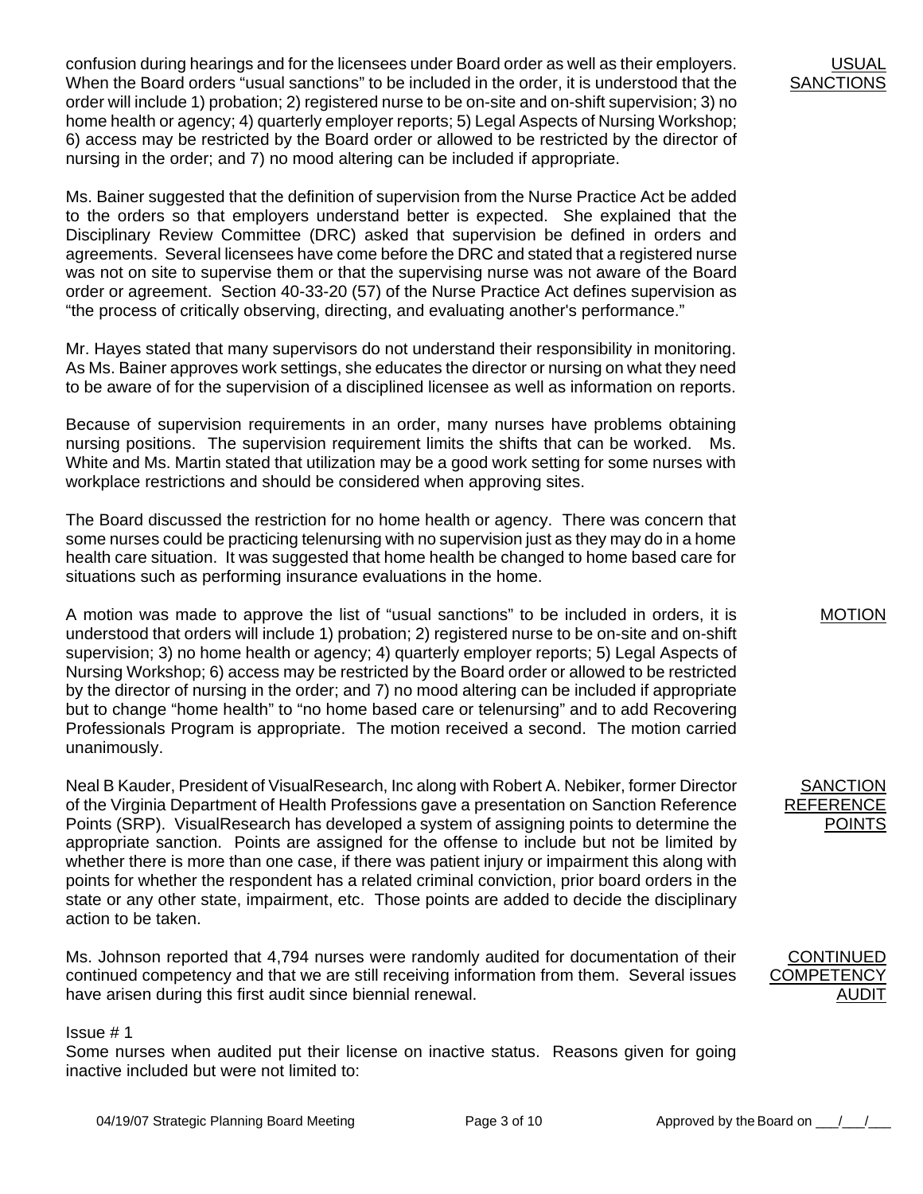confusion during hearings and for the licensees under Board order as well as their employers. When the Board orders "usual sanctions" to be included in the order, it is understood that the order will include 1) probation; 2) registered nurse to be on-site and on-shift supervision; 3) no home health or agency; 4) quarterly employer reports; 5) Legal Aspects of Nursing Workshop; 6) access may be restricted by the Board order or allowed to be restricted by the director of nursing in the order; and 7) no mood altering can be included if appropriate.

**USUAL SANCTIONS**

Ms. Bainer suggested that the definition of supervision from the Nurse Practice Act be added to the orders so that employers understand better is expected. She explained that the Disciplinary Review Committee (DRC) asked that supervision be defined in orders and agreements. Several licensees have come before the DRC and stated that a registered nurse was not on site to supervise them or that the supervising nurse was not aware of the Board order or agreement. Section 40-33-20 (57) of the Nurse Practice Act defines supervision as "the process of critically observing, directing, and evaluating another's performance."

Mr. Hayes stated that many supervisors do not understand their responsibility in monitoring. As Ms. Bainer approves work settings, she educates the director or nursing on what they need to be aware of for the supervision of a disciplined licensee as well as information on reports.

Because of supervision requirements in an order, many nurses have problems obtaining nursing positions. The supervision requirement limits the shifts that can be worked. Ms. White and Ms. Martin stated that utilization may be a good work setting for some nurses with workplace restrictions and should be considered when approving sites.

The Board discussed the restriction for no home health or agency. There was concern that some nurses could be practicing telenursing with no supervision just as they may do in a home health care situation. It was suggested that home health be changed to home based care for situations such as performing insurance evaluations in the home.

**MOTION**

A motion was made to approve the list of "usual sanctions" to be included in orders, it is understood that orders will include 1) probation; 2) registered nurse to be on-site and on-shift supervision; 3) no home health or agency; 4) quarterly employer reports; 5) Legal Aspects of Nursing Workshop; 6) access may be restricted by the Board order or allowed to be restricted by the director of nursing in the order; and 7) no mood altering can be included if appropriate but to change "home health" to "no home based care or telenursing" and to add Recovering Professionals Program is appropriate. The motion received a second. The motion carried unanimously.

**SANCTION REFERENCE POINTS**

Neal B Kauder, President of VisualResearch, Inc along with Robert A. Nebiker, former Director of the Virginia Department of Health Professions gave a presentation on Sanction Reference Points (SRP). VisualResearch has developed a system of assigning points to determine the appropriate sanction. Points are assigned for the offense to include but not be limited by whether there is more than one case, if there was patient injury or impairment this along with points for whether the respondent has a related criminal conviction, prior board orders in the state or any other state, impairment, etc. Those points are added to decide the disciplinary action to be taken.

**CONTINUED COMPETENCY AUDIT**

Ms. Johnson reported that 4,794 nurses were randomly audited for documentation of their continued competency and that we are still receiving information from them. Several issues have arisen during this first audit since biennial renewal.

Issue # 1

Some nurses when audited put their license on inactive status. Reasons given for going inactive included but were not limited to: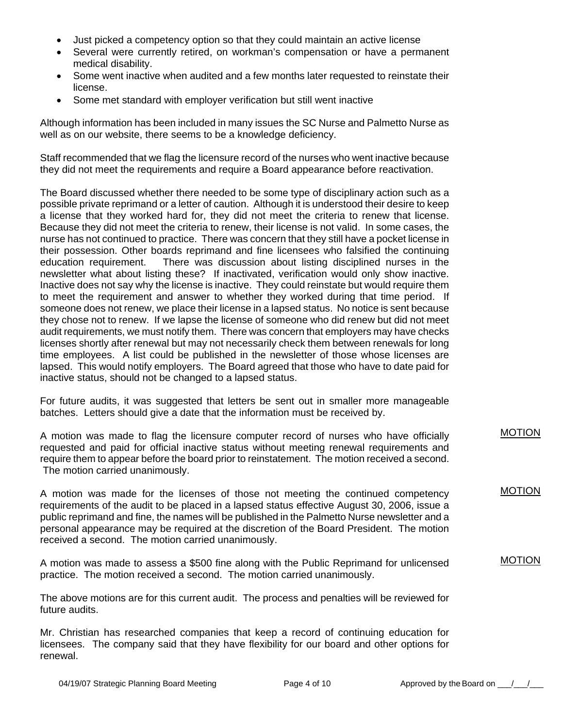- Just picked a competency option so that they could maintain an active license
- Several were currently retired, on workman's compensation or have a permanent medical disability.
- Some went inactive when audited and a few months later requested to reinstate their license.
- Some met standard with employer verification but still went inactive

Although information has been included in many issues the SC Nurse and Palmetto Nurse as well as on our website, there seems to be a knowledge deficiency.

Staff recommended that we flag the licensure record of the nurses who went inactive because they did not meet the requirements and require a Board appearance before reactivation.

The Board discussed whether there needed to be some type of disciplinary action such as a possible private reprimand or a letter of caution. Although it is understood their desire to keep a license that they worked hard for, they did not meet the criteria to renew that license. Because they did not meet the criteria to renew, their license is not valid. In some cases, the nurse has not continued to practice. There was concern that they still have a pocket license in their possession. Other boards reprimand and fine licensees who falsified the continuing education requirement. There was discussion about listing disciplined nurses in the newsletter what about listing these? If inactivated, verification would only show inactive. Inactive does not say why the license is inactive. They could reinstate but would require them to meet the requirement and answer to whether they worked during that time period. If someone does not renew, we place their license in a lapsed status. No notice is sent because they chose not to renew. If we lapse the license of someone who did renew but did not meet audit requirements, we must notify them. There was concern that employers may have checks licenses shortly after renewal but may not necessarily check them between renewals for long time employees. A list could be published in the newsletter of those whose licenses are lapsed. This would notify employers. The Board agreed that those who have to date paid for inactive status, should not be changed to a lapsed status.

For future audits, it was suggested that letters be sent out in smaller more manageable batches. Letters should give a date that the information must be received by.

MOTION

A motion was made to flag the licensure computer record of nurses who have officially requested and paid for official inactive status without meeting renewal requirements and require them to appear before the board prior to reinstatement. The motion received a second. The motion carried unanimously.

MOTION

A motion was made for the licenses of those not meeting the continued competency requirements of the audit to be placed in a lapsed status effective August 30, 2006, issue a public reprimand and fine, the names will be published in the Palmetto Nurse newsletter and a personal appearance may be required at the discretion of the Board President. The motion received a second. The motion carried unanimously.

MOTION

A motion was made to assess a $500 fine along with the Public Reprimand for unlicensed practice. The motion received a second. The motion carried unanimously.

The above motions are for this current audit. The process and penalties will be reviewed for future audits.

Mr. Christian has researched companies that keep a record of continuing education for licensees. The company said that they have flexibility for our board and other options for renewal.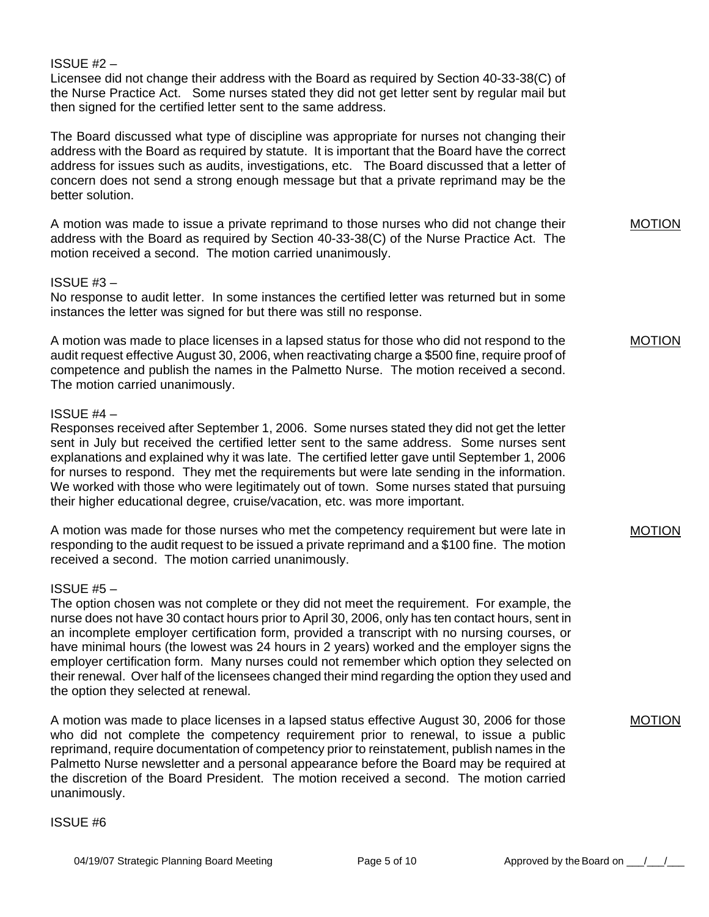ISSUE #2 –
Licensee did not change their address with the Board as required by Section 40-33-38(C) of the Nurse Practice Act. Some nurses stated they did not get letter sent by regular mail but then signed for the certified letter sent to the same address.

The Board discussed what type of discipline was appropriate for nurses not changing their address with the Board as required by statute. It is important that the Board have the correct address for issues such as audits, investigations, etc. The Board discussed that a letter of concern does not send a strong enough message but that a private reprimand may be the better solution.

A motion was made to issue a private reprimand to those nurses who did not change their address with the Board as required by Section 40-33-38(C) of the Nurse Practice Act. The motion received a second. The motion carried unanimously.

MOTION

ISSUE #3 –
No response to audit letter. In some instances the certified letter was returned but in some instances the letter was signed for but there was still no response.

A motion was made to place licenses in a lapsed status for those who did not respond to the audit request effective August 30, 2006, when reactivating charge a $500 fine, require proof of competence and publish the names in the Palmetto Nurse. The motion received a second. The motion carried unanimously.

MOTION

ISSUE #4 –
Responses received after September 1, 2006. Some nurses stated they did not get the letter sent in July but received the certified letter sent to the same address. Some nurses sent explanations and explained why it was late. The certified letter gave until September 1, 2006 for nurses to respond. They met the requirements but were late sending in the information. We worked with those who were legitimately out of town. Some nurses stated that pursuing their higher educational degree, cruise/vacation, etc. was more important.

A motion was made for those nurses who met the competency requirement but were late in responding to the audit request to be issued a private reprimand and a $100 fine. The motion received a second. The motion carried unanimously.

MOTION

ISSUE #5 –
The option chosen was not complete or they did not meet the requirement. For example, the nurse does not have 30 contact hours prior to April 30, 2006, only has ten contact hours, sent in an incomplete employer certification form, provided a transcript with no nursing courses, or have minimal hours (the lowest was 24 hours in 2 years) worked and the employer signs the employer certification form. Many nurses could not remember which option they selected on their renewal. Over half of the licensees changed their mind regarding the option they used and the option they selected at renewal.

A motion was made to place licenses in a lapsed status effective August 30, 2006 for those who did not complete the competency requirement prior to renewal, to issue a public reprimand, require documentation of competency prior to reinstatement, publish names in the Palmetto Nurse newsletter and a personal appearance before the Board may be required at the discretion of the Board President. The motion received a second. The motion carried unanimously.

MOTION

ISSUE #6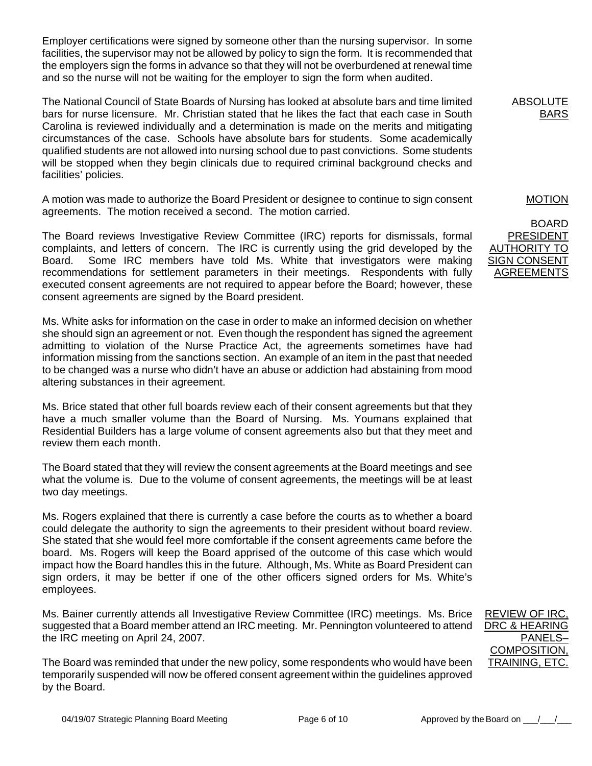Employer certifications were signed by someone other than the nursing supervisor. In some facilities, the supervisor may not be allowed by policy to sign the form. It is recommended that the employers sign the forms in advance so that they will not be overburdened at renewal time and so the nurse will not be waiting for the employer to sign the form when audited.

**ABSOLUTE BARS**

The National Council of State Boards of Nursing has looked at absolute bars and time limited bars for nurse licensure. Mr. Christian stated that he likes the fact that each case in South Carolina is reviewed individually and a determination is made on the merits and mitigating circumstances of the case. Schools have absolute bars for students. Some academically qualified students are not allowed into nursing school due to past convictions. Some students will be stopped when they begin clinicals due to required criminal background checks and facilities' policies.

**MOTION**

A motion was made to authorize the Board President or designee to continue to sign consent agreements. The motion received a second. The motion carried.

**BOARD PRESIDENT AUTHORITY TO SIGN CONSENT AGREEMENTS**

The Board reviews Investigative Review Committee (IRC) reports for dismissals, formal complaints, and letters of concern. The IRC is currently using the grid developed by the Board. Some IRC members have told Ms. White that investigators were making recommendations for settlement parameters in their meetings. Respondents with fully executed consent agreements are not required to appear before the Board; however, these consent agreements are signed by the Board president.

Ms. White asks for information on the case in order to make an informed decision on whether she should sign an agreement or not. Even though the respondent has signed the agreement admitting to violation of the Nurse Practice Act, the agreements sometimes have had information missing from the sanctions section. An example of an item in the past that needed to be changed was a nurse who didn't have an abuse or addiction had abstaining from mood altering substances in their agreement.

Ms. Brice stated that other full boards review each of their consent agreements but that they have a much smaller volume than the Board of Nursing. Ms. Youmans explained that Residential Builders has a large volume of consent agreements also but that they meet and review them each month.

The Board stated that they will review the consent agreements at the Board meetings and see what the volume is. Due to the volume of consent agreements, the meetings will be at least two day meetings.

Ms. Rogers explained that there is currently a case before the courts as to whether a board could delegate the authority to sign the agreements to their president without board review. She stated that she would feel more comfortable if the consent agreements came before the board. Ms. Rogers will keep the Board apprised of the outcome of this case which would impact how the Board handles this in the future. Although, Ms. White as Board President can sign orders, it may be better if one of the other officers signed orders for Ms. White's employees.

**REVIEW OF IRC, DRC & HEARING PANELS– COMPOSITION, TRAINING, ETC.**

Ms. Bainer currently attends all Investigative Review Committee (IRC) meetings. Ms. Brice suggested that a Board member attend an IRC meeting. Mr. Pennington volunteered to attend the IRC meeting on April 24, 2007.

The Board was reminded that under the new policy, some respondents who would have been temporarily suspended will now be offered consent agreement within the guidelines approved by the Board.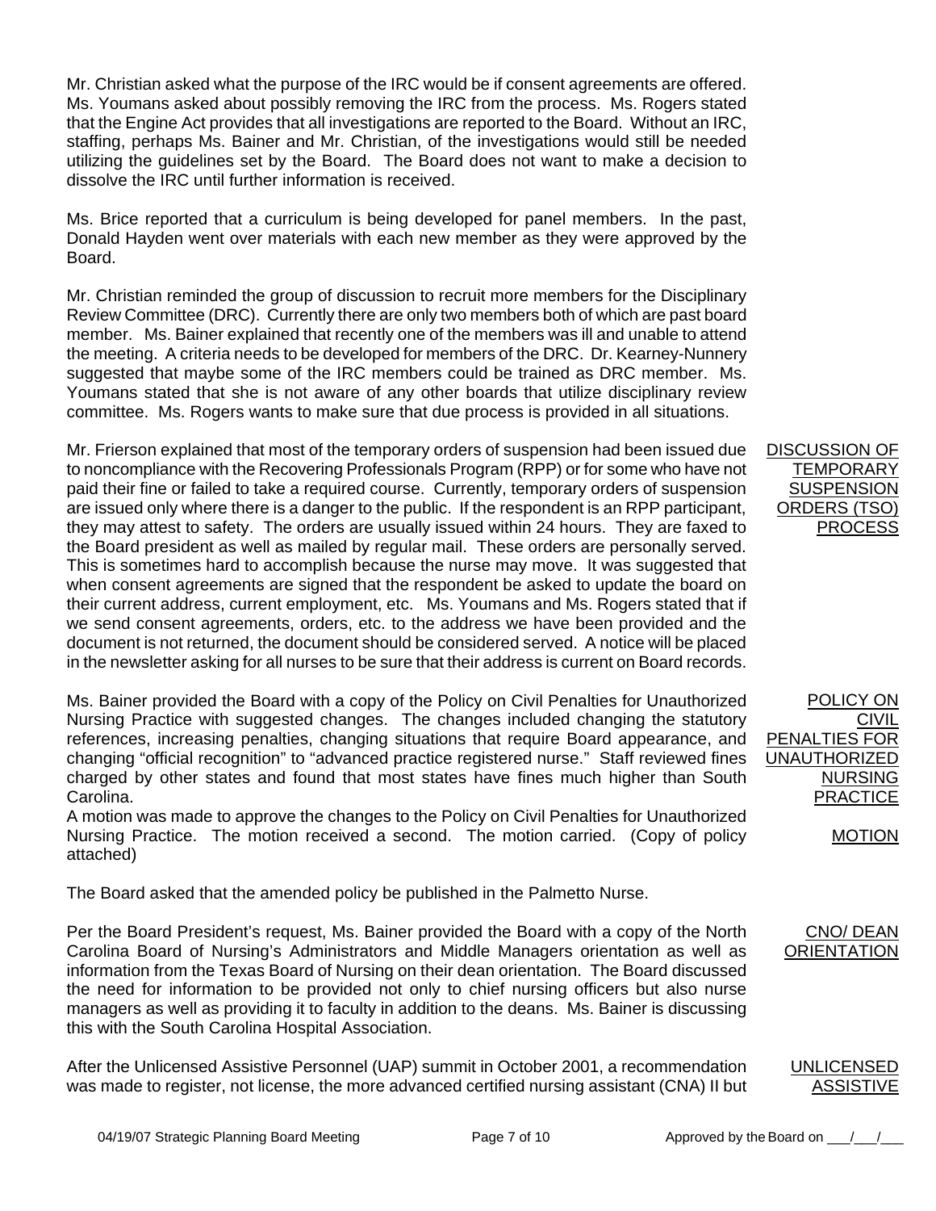Mr. Christian asked what the purpose of the IRC would be if consent agreements are offered. Ms. Youmans asked about possibly removing the IRC from the process. Ms. Rogers stated that the Engine Act provides that all investigations are reported to the Board. Without an IRC, staffing, perhaps Ms. Bainer and Mr. Christian, of the investigations would still be needed utilizing the guidelines set by the Board. The Board does not want to make a decision to dissolve the IRC until further information is received.

Ms. Brice reported that a curriculum is being developed for panel members. In the past, Donald Hayden went over materials with each new member as they were approved by the Board.

Mr. Christian reminded the group of discussion to recruit more members for the Disciplinary Review Committee (DRC). Currently there are only two members both of which are past board member. Ms. Bainer explained that recently one of the members was ill and unable to attend the meeting. A criteria needs to be developed for members of the DRC. Dr. Kearney-Nunnery suggested that maybe some of the IRC members could be trained as DRC member. Ms. Youmans stated that she is not aware of any other boards that utilize disciplinary review committee. Ms. Rogers wants to make sure that due process is provided in all situations.

**DISCUSSION OF TEMPORARY SUSPENSION ORDERS (TSO) PROCESS**

Mr. Frierson explained that most of the temporary orders of suspension had been issued due to noncompliance with the Recovering Professionals Program (RPP) or for some who have not paid their fine or failed to take a required course. Currently, temporary orders of suspension are issued only where there is a danger to the public. If the respondent is an RPP participant, they may attest to safety. The orders are usually issued within 24 hours. They are faxed to the Board president as well as mailed by regular mail. These orders are personally served. This is sometimes hard to accomplish because the nurse may move. It was suggested that when consent agreements are signed that the respondent be asked to update the board on their current address, current employment, etc. Ms. Youmans and Ms. Rogers stated that if we send consent agreements, orders, etc. to the address we have been provided and the document is not returned, the document should be considered served. A notice will be placed in the newsletter asking for all nurses to be sure that their address is current on Board records.

**POLICY ON CIVIL PENALTIES FOR UNAUTHORIZED NURSING PRACTICE**

Ms. Bainer provided the Board with a copy of the Policy on Civil Penalties for Unauthorized Nursing Practice with suggested changes. The changes included changing the statutory references, increasing penalties, changing situations that require Board appearance, and changing "official recognition" to "advanced practice registered nurse." Staff reviewed fines charged by other states and found that most states have fines much higher than South Carolina.

**MOTION**

A motion was made to approve the changes to the Policy on Civil Penalties for Unauthorized Nursing Practice. The motion received a second. The motion carried. (Copy of policy attached)

The Board asked that the amended policy be published in the Palmetto Nurse.

**CNO/ DEAN ORIENTATION**

Per the Board President's request, Ms. Bainer provided the Board with a copy of the North Carolina Board of Nursing's Administrators and Middle Managers orientation as well as information from the Texas Board of Nursing on their dean orientation. The Board discussed the need for information to be provided not only to chief nursing officers but also nurse managers as well as providing it to faculty in addition to the deans. Ms. Bainer is discussing this with the South Carolina Hospital Association.

**UNLICENSED ASSISTIVE**

After the Unlicensed Assistive Personnel (UAP) summit in October 2001, a recommendation was made to register, not license, the more advanced certified nursing assistant (CNA) II but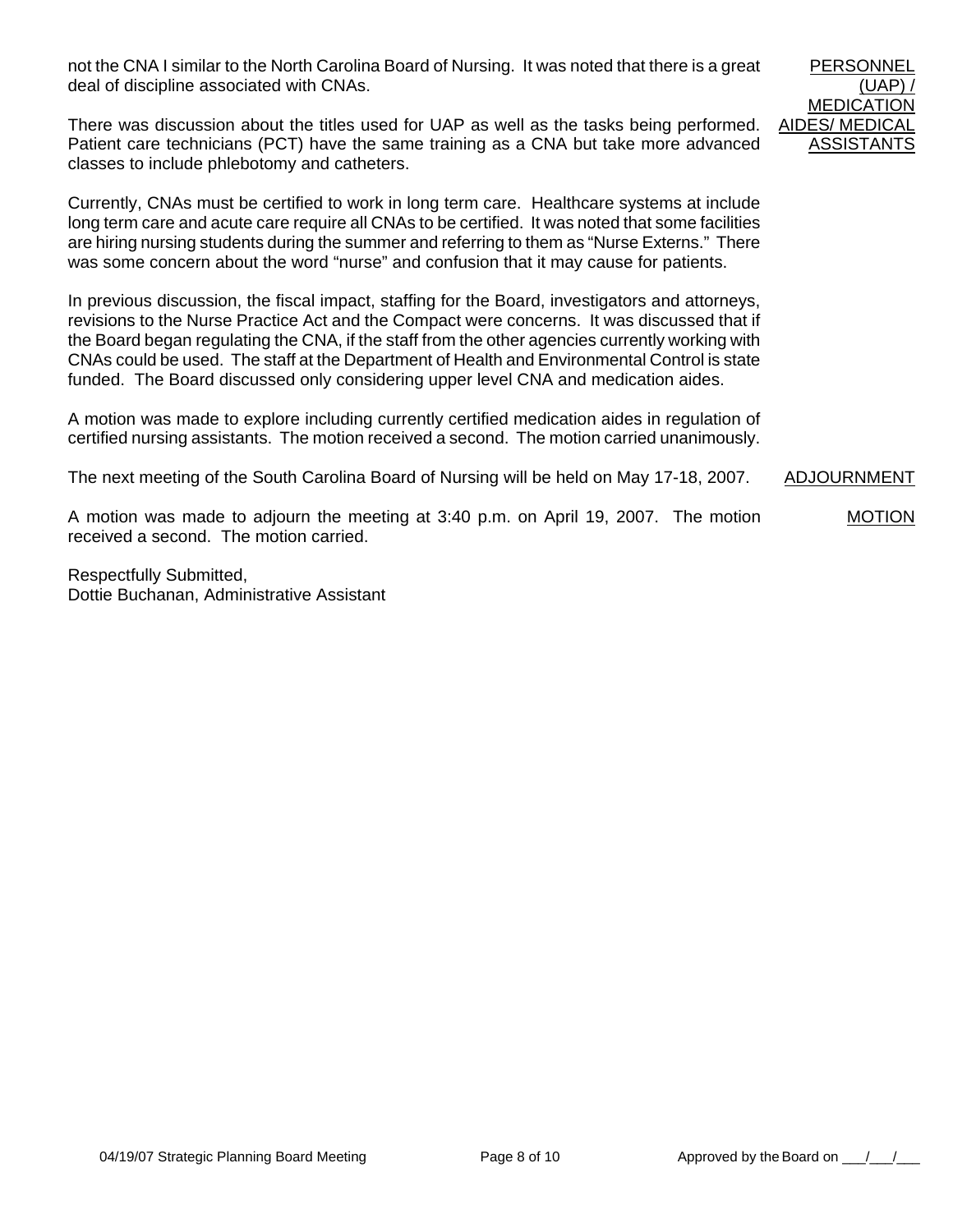**PERSONNEL (UAP) / MEDICATION AIDES/ MEDICAL ASSISTANTS**

not the CNA I similar to the North Carolina Board of Nursing. It was noted that there is a great deal of discipline associated with CNAs.

There was discussion about the titles used for UAP as well as the tasks being performed. Patient care technicians (PCT) have the same training as a CNA but take more advanced classes to include phlebotomy and catheters.

Currently, CNAs must be certified to work in long term care. Healthcare systems at include long term care and acute care require all CNAs to be certified. It was noted that some facilities are hiring nursing students during the summer and referring to them as "Nurse Externs." There was some concern about the word "nurse" and confusion that it may cause for patients.

In previous discussion, the fiscal impact, staffing for the Board, investigators and attorneys, revisions to the Nurse Practice Act and the Compact were concerns. It was discussed that if the Board began regulating the CNA, if the staff from the other agencies currently working with CNAs could be used. The staff at the Department of Health and Environmental Control is state funded. The Board discussed only considering upper level CNA and medication aides.

A motion was made to explore including currently certified medication aides in regulation of certified nursing assistants. The motion received a second. The motion carried unanimously.

**ADJOURNMENT**

The next meeting of the South Carolina Board of Nursing will be held on May 17-18, 2007.

**MOTION**

A motion was made to adjourn the meeting at 3:40 p.m. on April 19, 2007. The motion received a second. The motion carried.

Respectfully Submitted,
Dottie Buchanan, Administrative Assistant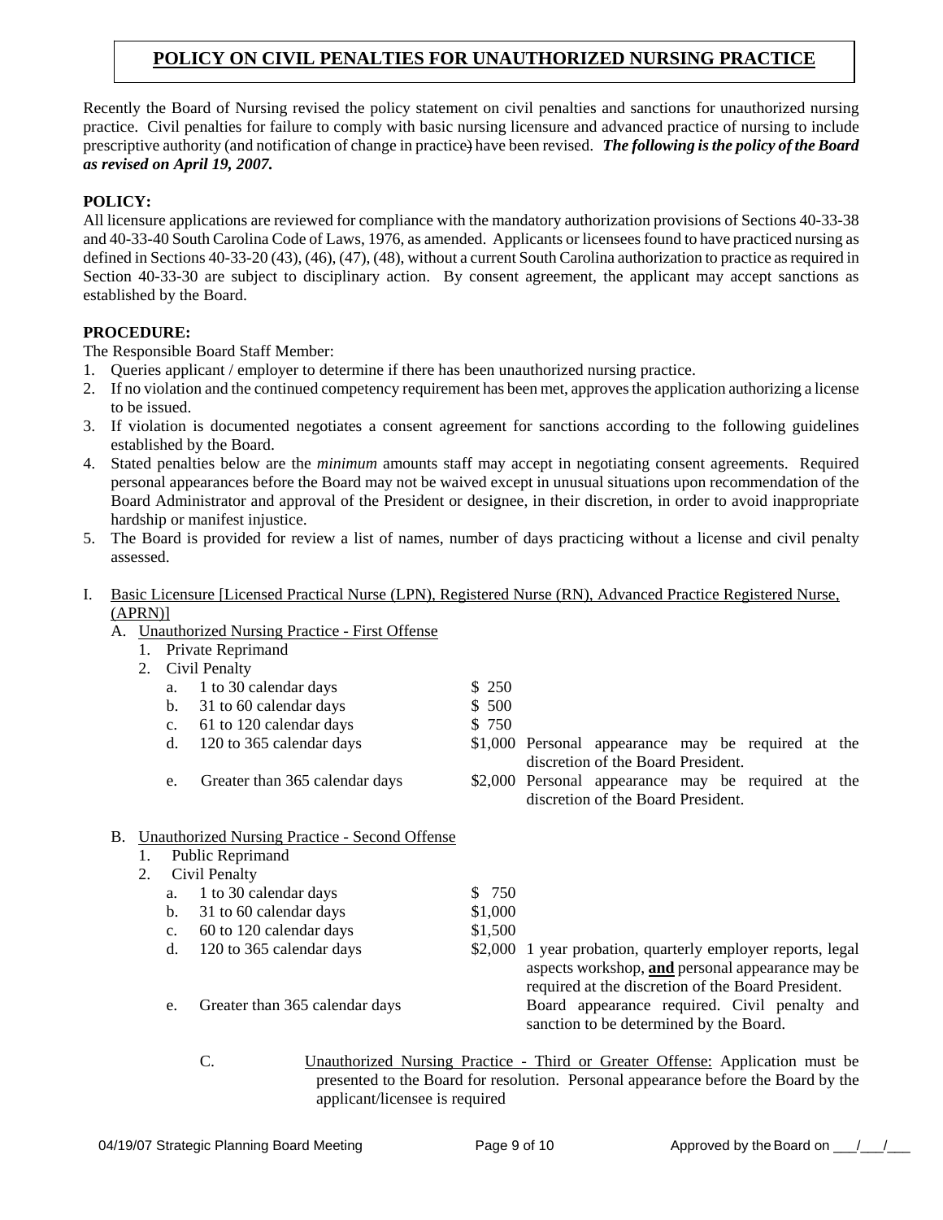# POLICY ON CIVIL PENALTIES FOR UNAUTHORIZED NURSING PRACTICE

Recently the Board of Nursing revised the policy statement on civil penalties and sanctions for unauthorized nursing practice. Civil penalties for failure to comply with basic nursing licensure and advanced practice of nursing to include prescriptive authority (and notification of change in practice) have been revised. ***The following is the policy of the Board as revised on April 19, 2007.***

**POLICY:**
All licensure applications are reviewed for compliance with the mandatory authorization provisions of Sections 40-33-38 and 40-33-40 South Carolina Code of Laws, 1976, as amended. Applicants or licensees found to have practiced nursing as defined in Sections 40-33-20 (43), (46), (47), (48), without a current South Carolina authorization to practice as required in Section 40-33-30 are subject to disciplinary action. By consent agreement, the applicant may accept sanctions as established by the Board.

**PROCEDURE:**
The Responsible Board Staff Member:

1. Queries applicant / employer to determine if there has been unauthorized nursing practice.
2. If no violation and the continued competency requirement has been met, approves the application authorizing a license to be issued.
3. If violation is documented negotiates a consent agreement for sanctions according to the following guidelines established by the Board.
4. Stated penalties below are the *minimum* amounts staff may accept in negotiating consent agreements. Required personal appearances before the Board may not be waived except in unusual situations upon recommendation of the Board Administrator and approval of the President or designee, in their discretion, in order to avoid inappropriate hardship or manifest injustice.
5. The Board is provided for review a list of names, number of days practicing without a license and civil penalty assessed.

I. Basic Licensure [Licensed Practical Nurse (LPN), Registered Nurse (RN), Advanced Practice Registered Nurse, (APRN)]

   A. Unauthorized Nursing Practice - First Offense
      1. Private Reprimand
      2. Civil Penalty

| | | | |
|---|---|---|---|
| a. | 1 to 30 calendar days | $ 250 | |
| b. | 31 to 60 calendar days | $ 500 | |
| c. | 61 to 120 calendar days | $ 750 | |
| d. | 120 to 365 calendar days | $1,000 | Personal appearance may be required at the discretion of the Board President. |
| e. | Greater than 365 calendar days | $2,000 | Personal appearance may be required at the discretion of the Board President. |

   B. Unauthorized Nursing Practice - Second Offense
      1. Public Reprimand
      2. Civil Penalty

| | | | |
|---|---|---|---|
| a. | 1 to 30 calendar days | $ 750 | |
| b. | 31 to 60 calendar days | $1,000 | |
| c. | 60 to 120 calendar days | $1,500 | |
| d. | 120 to 365 calendar days | $2,000 | 1 year probation, quarterly employer reports, legal aspects workshop, **and** personal appearance may be required at the discretion of the Board President. |
| e. | Greater than 365 calendar days | | Board appearance required. Civil penalty and sanction to be determined by the Board. |

   C. Unauthorized Nursing Practice - Third or Greater Offense: Application must be presented to the Board for resolution. Personal appearance before the Board by the applicant/licensee is required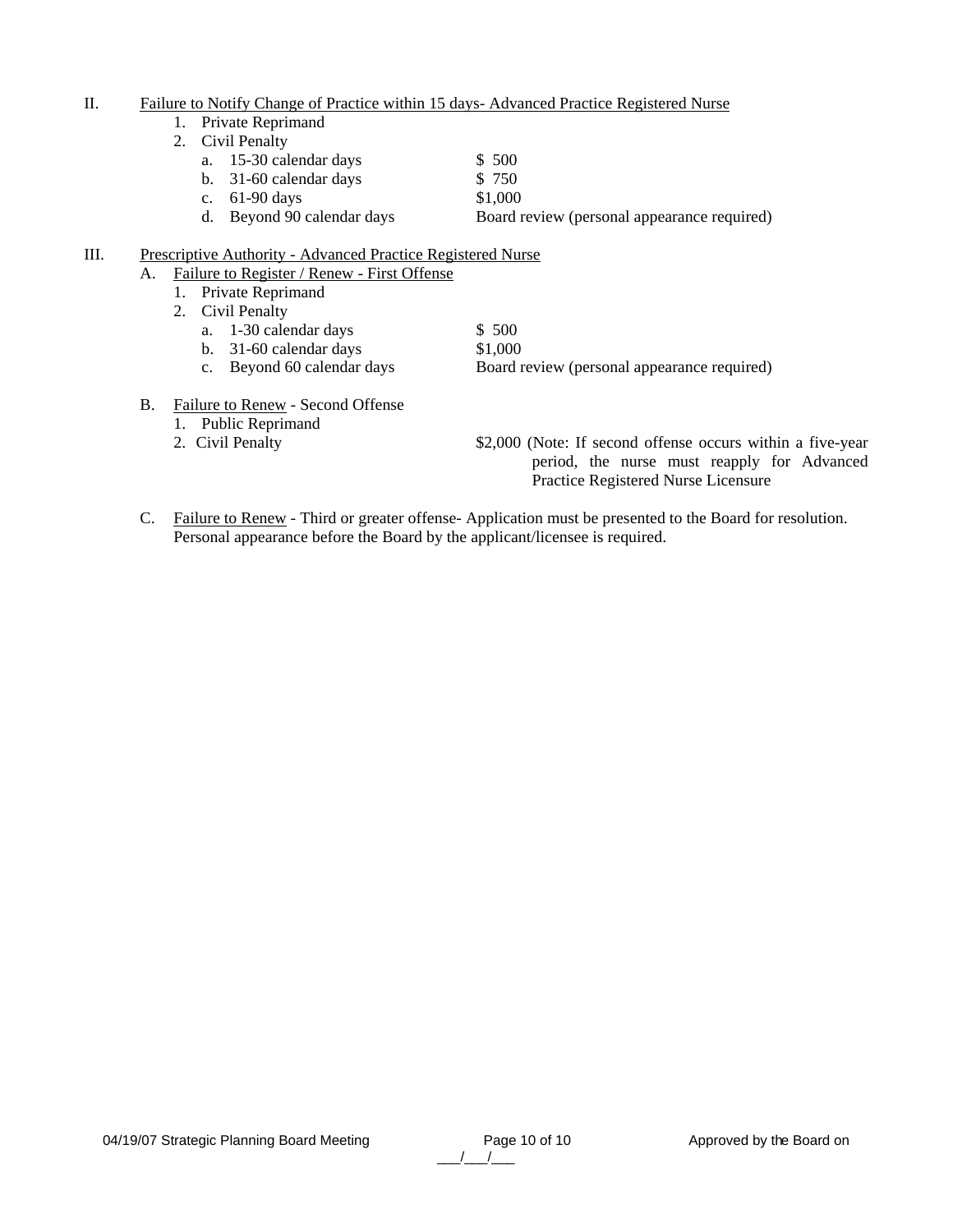II. Failure to Notify Change of Practice within 15 days- Advanced Practice Registered Nurse

1. Private Reprimand
2. Civil Penalty
   a. 15-30 calendar days — $ 500
   b. 31-60 calendar days — $ 750
   c. 61-90 days — $1,000
   d. Beyond 90 calendar days — Board review (personal appearance required)

III. Prescriptive Authority - Advanced Practice Registered Nurse

A. Failure to Register / Renew - First Offense
   1. Private Reprimand
   2. Civil Penalty
      a. 1-30 calendar days — $ 500
      b. 31-60 calendar days — $1,000
      c. Beyond 60 calendar days — Board review (personal appearance required)

B. Failure to Renew - Second Offense
   1. Public Reprimand
   2. Civil Penalty — $2,000 (Note: If second offense occurs within a five-year period, the nurse must reapply for Advanced Practice Registered Nurse Licensure

C. Failure to Renew - Third or greater offense- Application must be presented to the Board for resolution. Personal appearance before the Board by the applicant/licensee is required.

04/19/07 Strategic Planning Board Meeting — Approved by the Board on ___/___/___